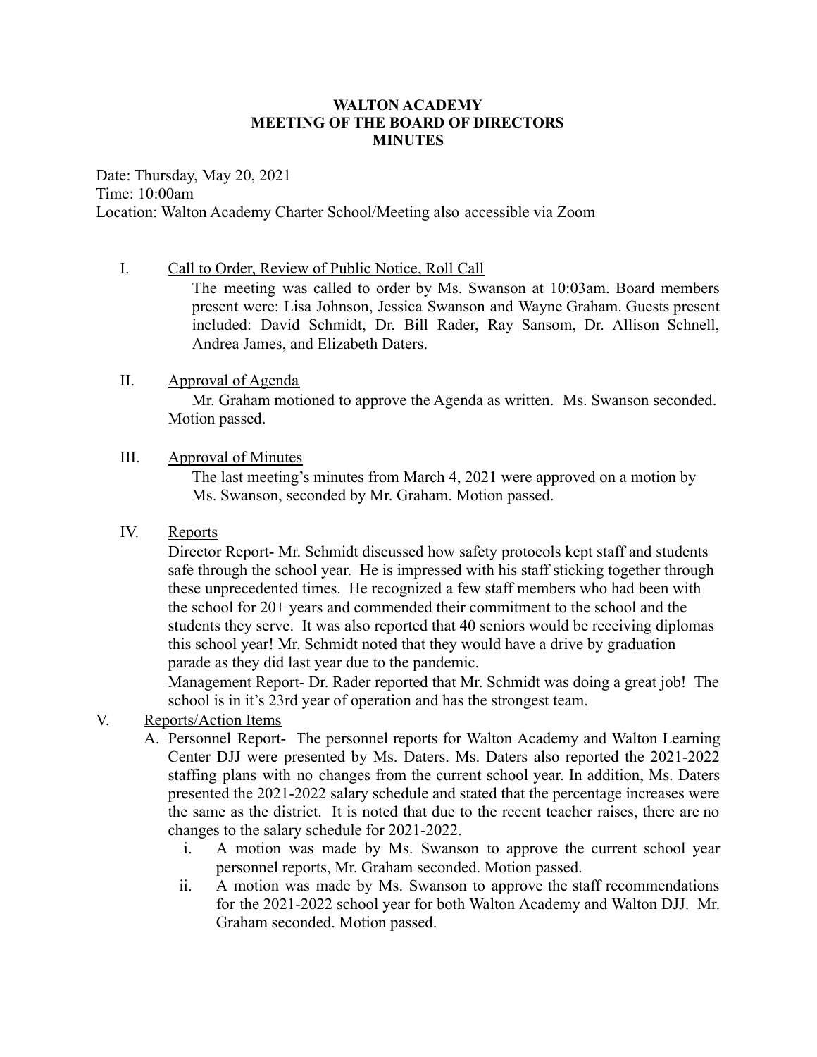# WALTON ACADEMY
## MEETING OF THE BOARD OF DIRECTORS
## MINUTES

Date: Thursday, May 20, 2021
Time: 10:00am
Location: Walton Academy Charter School/Meeting also accessible via Zoom

I. Call to Order, Review of Public Notice, Roll Call

The meeting was called to order by Ms. Swanson at 10:03am. Board members present were: Lisa Johnson, Jessica Swanson and Wayne Graham. Guests present included: David Schmidt, Dr. Bill Rader, Ray Sansom, Dr. Allison Schnell, Andrea James, and Elizabeth Daters.

II. Approval of Agenda

Mr. Graham motioned to approve the Agenda as written. Ms. Swanson seconded. Motion passed.

III. Approval of Minutes

The last meeting's minutes from March 4, 2021 were approved on a motion by Ms. Swanson, seconded by Mr. Graham. Motion passed.

IV. Reports

Director Report- Mr. Schmidt discussed how safety protocols kept staff and students safe through the school year. He is impressed with his staff sticking together through these unprecedented times. He recognized a few staff members who had been with the school for 20+ years and commended their commitment to the school and the students they serve. It was also reported that 40 seniors would be receiving diplomas this school year! Mr. Schmidt noted that they would have a drive by graduation parade as they did last year due to the pandemic.

Management Report- Dr. Rader reported that Mr. Schmidt was doing a great job! The school is in it's 23rd year of operation and has the strongest team.

V. Reports/Action Items

A. Personnel Report- The personnel reports for Walton Academy and Walton Learning Center DJJ were presented by Ms. Daters. Ms. Daters also reported the 2021-2022 staffing plans with no changes from the current school year. In addition, Ms. Daters presented the 2021-2022 salary schedule and stated that the percentage increases were the same as the district. It is noted that due to the recent teacher raises, there are no changes to the salary schedule for 2021-2022.

   i. A motion was made by Ms. Swanson to approve the current school year personnel reports, Mr. Graham seconded. Motion passed.

   ii. A motion was made by Ms. Swanson to approve the staff recommendations for the 2021-2022 school year for both Walton Academy and Walton DJJ. Mr. Graham seconded. Motion passed.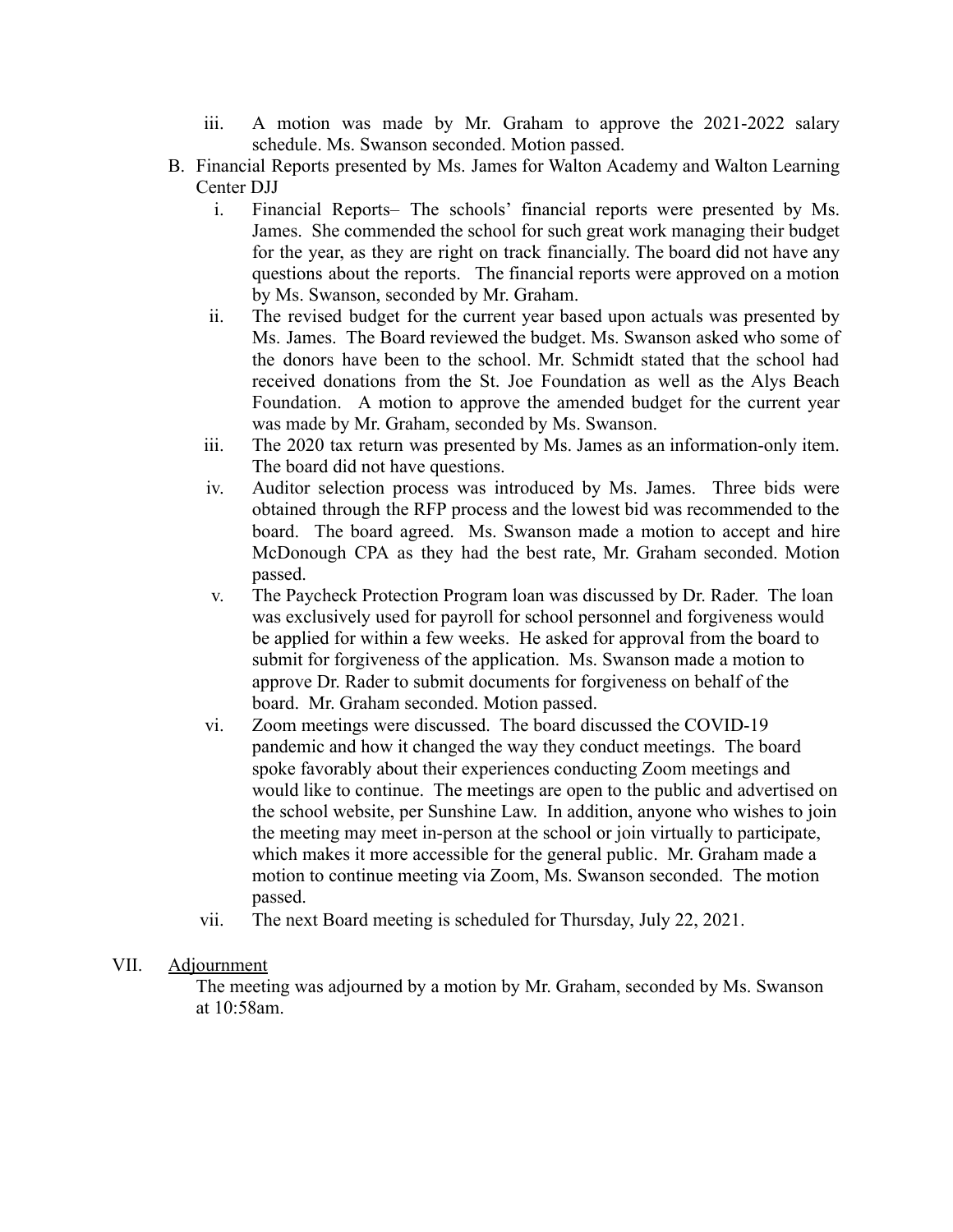iii. A motion was made by Mr. Graham to approve the 2021-2022 salary schedule. Ms. Swanson seconded. Motion passed.

B. Financial Reports presented by Ms. James for Walton Academy and Walton Learning Center DJJ

i. Financial Reports– The schools' financial reports were presented by Ms. James. She commended the school for such great work managing their budget for the year, as they are right on track financially. The board did not have any questions about the reports. The financial reports were approved on a motion by Ms. Swanson, seconded by Mr. Graham.

ii. The revised budget for the current year based upon actuals was presented by Ms. James. The Board reviewed the budget. Ms. Swanson asked who some of the donors have been to the school. Mr. Schmidt stated that the school had received donations from the St. Joe Foundation as well as the Alys Beach Foundation. A motion to approve the amended budget for the current year was made by Mr. Graham, seconded by Ms. Swanson.

iii. The 2020 tax return was presented by Ms. James as an information-only item. The board did not have questions.

iv. Auditor selection process was introduced by Ms. James. Three bids were obtained through the RFP process and the lowest bid was recommended to the board. The board agreed. Ms. Swanson made a motion to accept and hire McDonough CPA as they had the best rate, Mr. Graham seconded. Motion passed.

v. The Paycheck Protection Program loan was discussed by Dr. Rader. The loan was exclusively used for payroll for school personnel and forgiveness would be applied for within a few weeks. He asked for approval from the board to submit for forgiveness of the application. Ms. Swanson made a motion to approve Dr. Rader to submit documents for forgiveness on behalf of the board. Mr. Graham seconded. Motion passed.

vi. Zoom meetings were discussed. The board discussed the COVID-19 pandemic and how it changed the way they conduct meetings. The board spoke favorably about their experiences conducting Zoom meetings and would like to continue. The meetings are open to the public and advertised on the school website, per Sunshine Law. In addition, anyone who wishes to join the meeting may meet in-person at the school or join virtually to participate, which makes it more accessible for the general public. Mr. Graham made a motion to continue meeting via Zoom, Ms. Swanson seconded. The motion passed.

vii. The next Board meeting is scheduled for Thursday, July 22, 2021.

VII. <u>Adjournment</u>

The meeting was adjourned by a motion by Mr. Graham, seconded by Ms. Swanson at 10:58am.